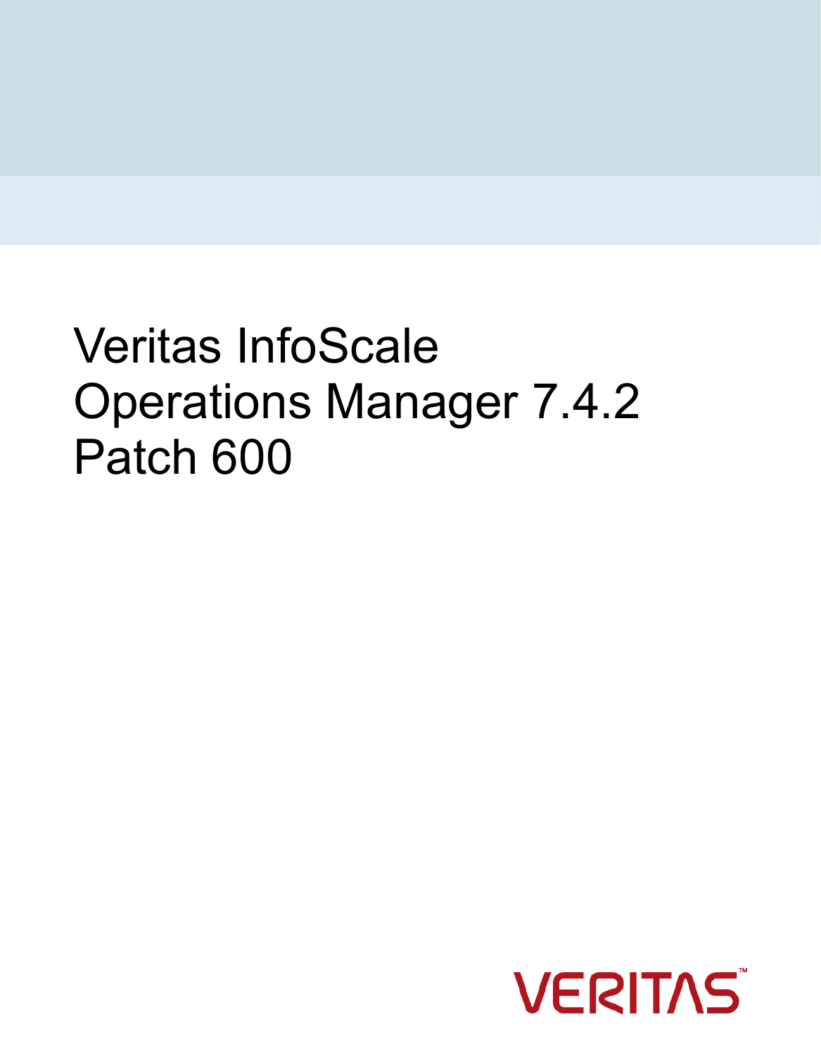# Veritas InfoScale Operations Manager 7.4.2 Patch 600

VERITAS™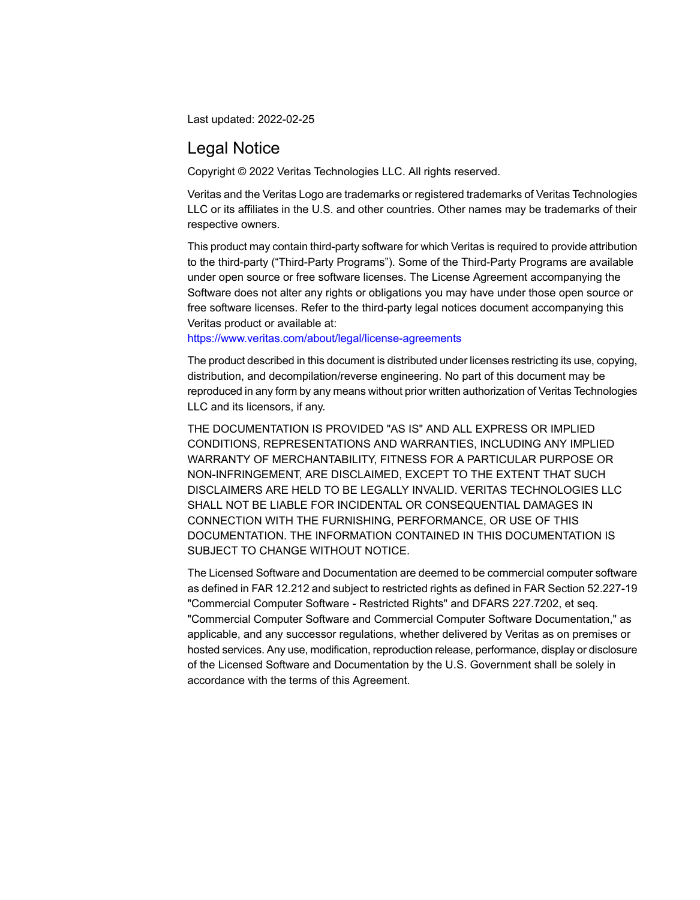Last updated: 2022-02-25

## Legal Notice

Copyright © 2022 Veritas Technologies LLC. All rights reserved.

Veritas and the Veritas Logo are trademarks or registered trademarks of Veritas Technologies LLC or its affiliates in the U.S. and other countries. Other names may be trademarks of their respective owners.

This product may contain third-party software for which Veritas is required to provide attribution to the third-party ("Third-Party Programs"). Some of the Third-Party Programs are available under open source or free software licenses. The License Agreement accompanying the Software does not alter any rights or obligations you may have under those open source or free software licenses. Refer to the third-party legal notices document accompanying this Veritas product or available at:
https://www.veritas.com/about/legal/license-agreements

The product described in this document is distributed under licenses restricting its use, copying, distribution, and decompilation/reverse engineering. No part of this document may be reproduced in any form by any means without prior written authorization of Veritas Technologies LLC and its licensors, if any.

THE DOCUMENTATION IS PROVIDED "AS IS" AND ALL EXPRESS OR IMPLIED CONDITIONS, REPRESENTATIONS AND WARRANTIES, INCLUDING ANY IMPLIED WARRANTY OF MERCHANTABILITY, FITNESS FOR A PARTICULAR PURPOSE OR NON-INFRINGEMENT, ARE DISCLAIMED, EXCEPT TO THE EXTENT THAT SUCH DISCLAIMERS ARE HELD TO BE LEGALLY INVALID. VERITAS TECHNOLOGIES LLC SHALL NOT BE LIABLE FOR INCIDENTAL OR CONSEQUENTIAL DAMAGES IN CONNECTION WITH THE FURNISHING, PERFORMANCE, OR USE OF THIS DOCUMENTATION. THE INFORMATION CONTAINED IN THIS DOCUMENTATION IS SUBJECT TO CHANGE WITHOUT NOTICE.

The Licensed Software and Documentation are deemed to be commercial computer software as defined in FAR 12.212 and subject to restricted rights as defined in FAR Section 52.227-19 "Commercial Computer Software - Restricted Rights" and DFARS 227.7202, et seq. "Commercial Computer Software and Commercial Computer Software Documentation," as applicable, and any successor regulations, whether delivered by Veritas as on premises or hosted services. Any use, modification, reproduction release, performance, display or disclosure of the Licensed Software and Documentation by the U.S. Government shall be solely in accordance with the terms of this Agreement.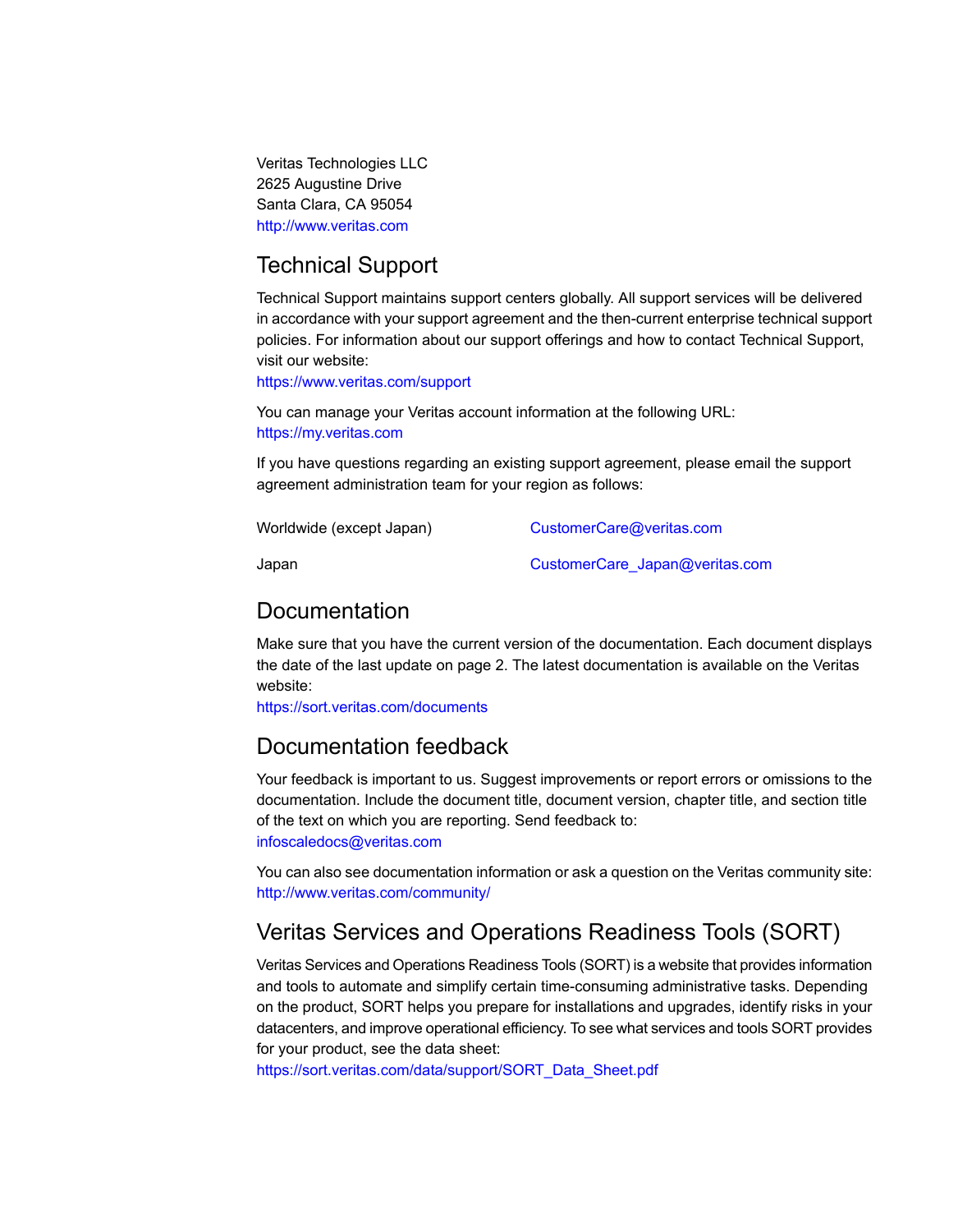Veritas Technologies LLC
2625 Augustine Drive
Santa Clara, CA 95054
http://www.veritas.com

## Technical Support

Technical Support maintains support centers globally. All support services will be delivered in accordance with your support agreement and the then-current enterprise technical support policies. For information about our support offerings and how to contact Technical Support, visit our website:
https://www.veritas.com/support

You can manage your Veritas account information at the following URL:
https://my.veritas.com

If you have questions regarding an existing support agreement, please email the support agreement administration team for your region as follows:

| | |
|---|---|
| Worldwide (except Japan) | CustomerCare@veritas.com |
| Japan | CustomerCare_Japan@veritas.com |

## Documentation

Make sure that you have the current version of the documentation. Each document displays the date of the last update on page 2. The latest documentation is available on the Veritas website:
https://sort.veritas.com/documents

## Documentation feedback

Your feedback is important to us. Suggest improvements or report errors or omissions to the documentation. Include the document title, document version, chapter title, and section title of the text on which you are reporting. Send feedback to:
infoscaledocs@veritas.com

You can also see documentation information or ask a question on the Veritas community site:
http://www.veritas.com/community/

## Veritas Services and Operations Readiness Tools (SORT)

Veritas Services and Operations Readiness Tools (SORT) is a website that provides information and tools to automate and simplify certain time-consuming administrative tasks. Depending on the product, SORT helps you prepare for installations and upgrades, identify risks in your datacenters, and improve operational efficiency. To see what services and tools SORT provides for your product, see the data sheet:
https://sort.veritas.com/data/support/SORT_Data_Sheet.pdf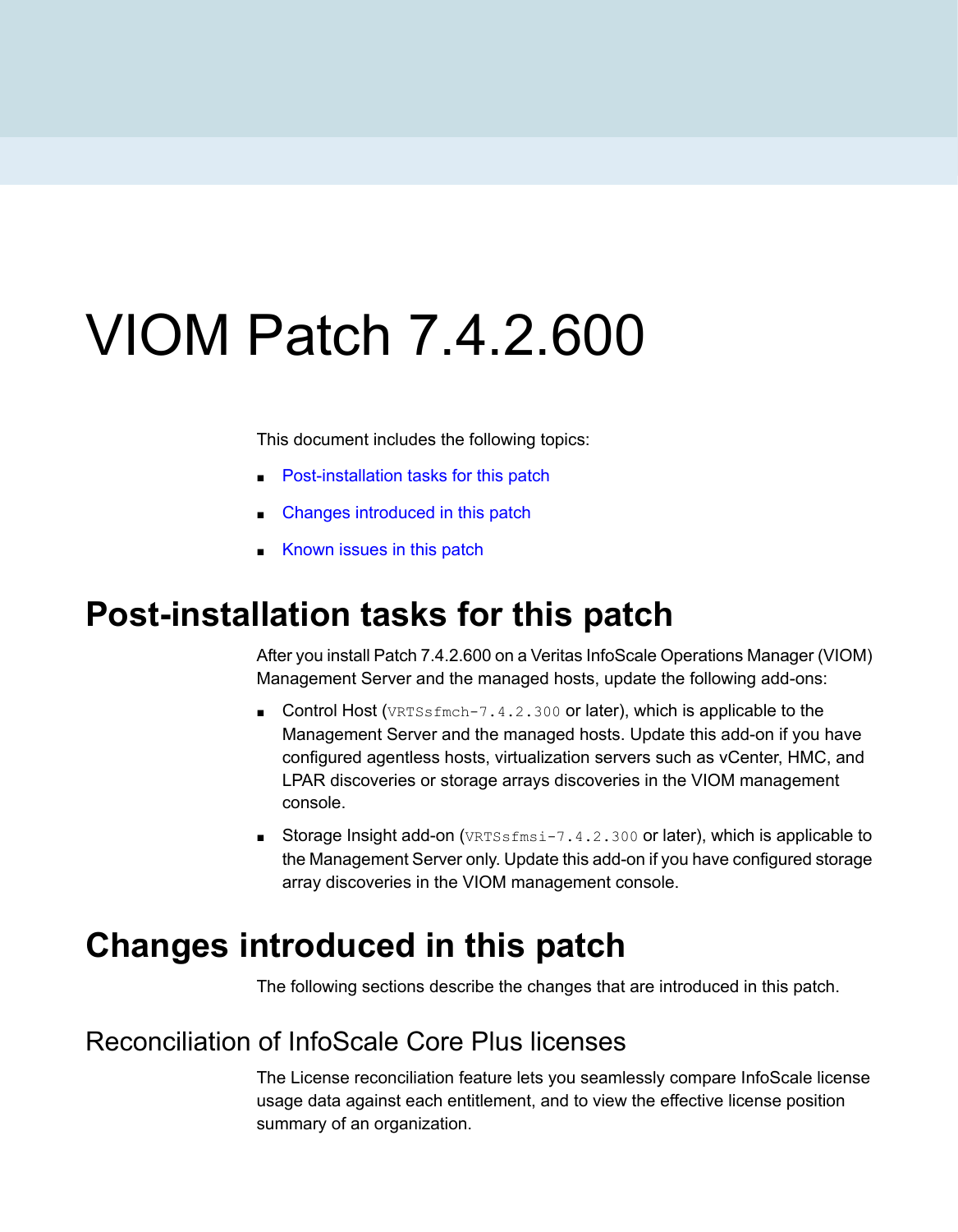# VIOM Patch 7.4.2.600

This document includes the following topics:

- Post-installation tasks for this patch
- Changes introduced in this patch
- Known issues in this patch

## Post-installation tasks for this patch

After you install Patch 7.4.2.600 on a Veritas InfoScale Operations Manager (VIOM) Management Server and the managed hosts, update the following add-ons:

- Control Host (`VRTSsfmch-7.4.2.300` or later), which is applicable to the Management Server and the managed hosts. Update this add-on if you have configured agentless hosts, virtualization servers such as vCenter, HMC, and LPAR discoveries or storage arrays discoveries in the VIOM management console.
- Storage Insight add-on (`VRTSsfmsi-7.4.2.300` or later), which is applicable to the Management Server only. Update this add-on if you have configured storage array discoveries in the VIOM management console.

## Changes introduced in this patch

The following sections describe the changes that are introduced in this patch.

### Reconciliation of InfoScale Core Plus licenses

The License reconciliation feature lets you seamlessly compare InfoScale license usage data against each entitlement, and to view the effective license position summary of an organization.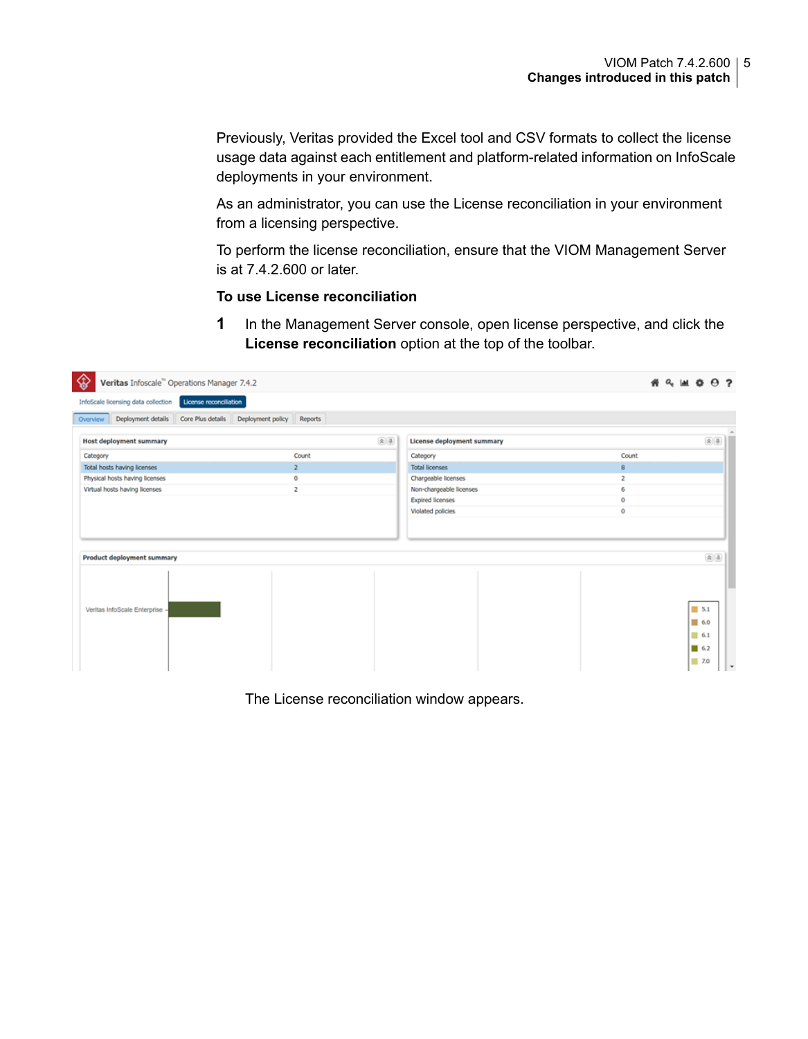Previously, Veritas provided the Excel tool and CSV formats to collect the license usage data against each entitlement and platform-related information on InfoScale deployments in your environment.

As an administrator, you can use the License reconciliation in your environment from a licensing perspective.

To perform the license reconciliation, ensure that the VIOM Management Server is at 7.4.2.600 or later.

**To use License reconciliation**

1. In the Management Server console, open license perspective, and click the **License reconciliation** option at the top of the toolbar.

   The License reconciliation window appears.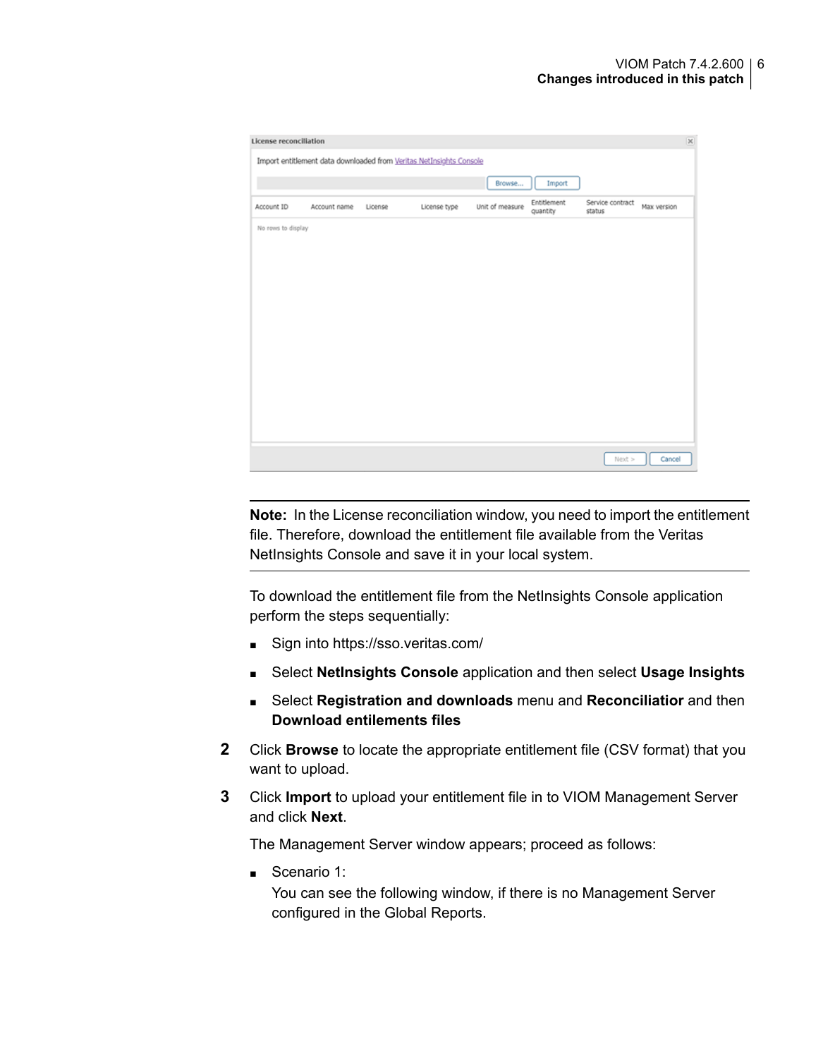**Note:** In the License reconciliation window, you need to import the entitlement file. Therefore, download the entitlement file available from the Veritas NetInsights Console and save it in your local system.

To download the entitlement file from the NetInsights Console application perform the steps sequentially:

- Sign into https://sso.veritas.com/
- Select **NetInsights Console** application and then select **Usage Insights**
- Select **Registration and downloads** menu and **Reconciliatior** and then **Download entilements files**

2. Click **Browse** to locate the appropriate entitlement file (CSV format) that you want to upload.

3. Click **Import** to upload your entitlement file in to VIOM Management Server and click **Next**.

   The Management Server window appears; proceed as follows:

   - Scenario 1:
     You can see the following window, if there is no Management Server configured in the Global Reports.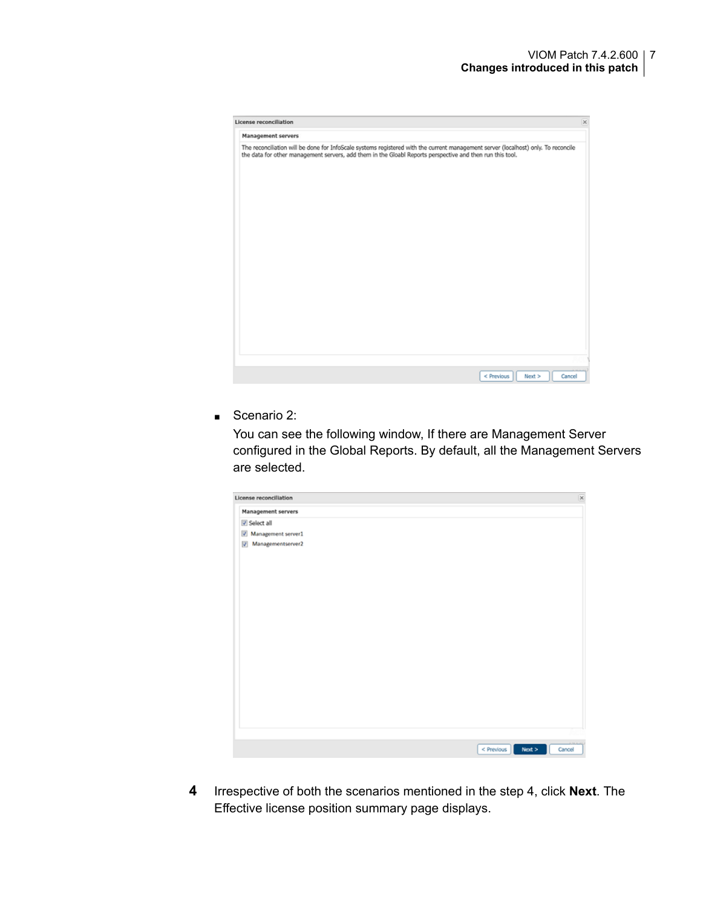- Scenario 2:

  You can see the following window, If there are Management Server configured in the Global Reports. By default, all the Management Servers are selected.

4 Irrespective of both the scenarios mentioned in the step 4, click **Next**. The Effective license position summary page displays.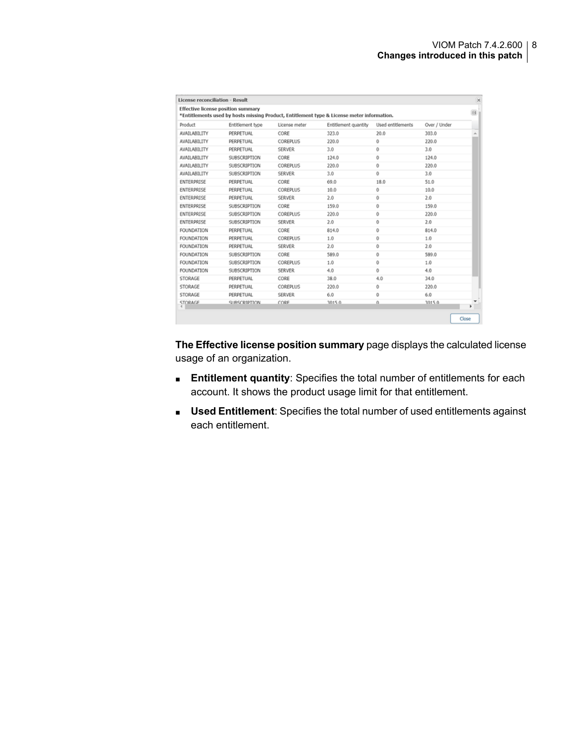License reconciliation - Result

**Effective license position summary**
***Entitlements used by hosts missing Product, Entitlement type & License meter information.**

| Product | Entitlement type | License meter | Entitlement quantity | Used entitlements | Over / Under |
|---|---|---|---|---|---|
| AVAILABILITY | PERPETUAL | CORE | 323.0 | 20.0 | 303.0 |
| AVAILABILITY | PERPETUAL | COREPLUS | 220.0 | 0 | 220.0 |
| AVAILABILITY | PERPETUAL | SERVER | 3.0 | 0 | 3.0 |
| AVAILABILITY | SUBSCRIPTION | CORE | 124.0 | 0 | 124.0 |
| AVAILABILITY | SUBSCRIPTION | COREPLUS | 220.0 | 0 | 220.0 |
| AVAILABILITY | SUBSCRIPTION | SERVER | 3.0 | 0 | 3.0 |
| ENTERPRISE | PERPETUAL | CORE | 69.0 | 18.0 | 51.0 |
| ENTERPRISE | PERPETUAL | COREPLUS | 10.0 | 0 | 10.0 |
| ENTERPRISE | PERPETUAL | SERVER | 2.0 | 0 | 2.0 |
| ENTERPRISE | SUBSCRIPTION | CORE | 159.0 | 0 | 159.0 |
| ENTERPRISE | SUBSCRIPTION | COREPLUS | 220.0 | 0 | 220.0 |
| ENTERPRISE | SUBSCRIPTION | SERVER | 2.0 | 0 | 2.0 |
| FOUNDATION | PERPETUAL | CORE | 814.0 | 0 | 814.0 |
| FOUNDATION | PERPETUAL | COREPLUS | 1.0 | 0 | 1.0 |
| FOUNDATION | PERPETUAL | SERVER | 2.0 | 0 | 2.0 |
| FOUNDATION | SUBSCRIPTION | CORE | 589.0 | 0 | 589.0 |
| FOUNDATION | SUBSCRIPTION | COREPLUS | 1.0 | 0 | 1.0 |
| FOUNDATION | SUBSCRIPTION | SERVER | 4.0 | 0 | 4.0 |
| STORAGE | PERPETUAL | CORE | 38.0 | 4.0 | 34.0 |
| STORAGE | PERPETUAL | COREPLUS | 220.0 | 0 | 220.0 |
| STORAGE | PERPETUAL | SERVER | 6.0 | 0 | 6.0 |
| STORAGE | SUBSCRIPTION | CORE | 3015.0 | 0 | 3015.0 |

Close

**The Effective license position summary** page displays the calculated license usage of an organization.

- **Entitlement quantity**: Specifies the total number of entitlements for each account. It shows the product usage limit for that entitlement.
- **Used Entitlement**: Specifies the total number of used entitlements against each entitlement.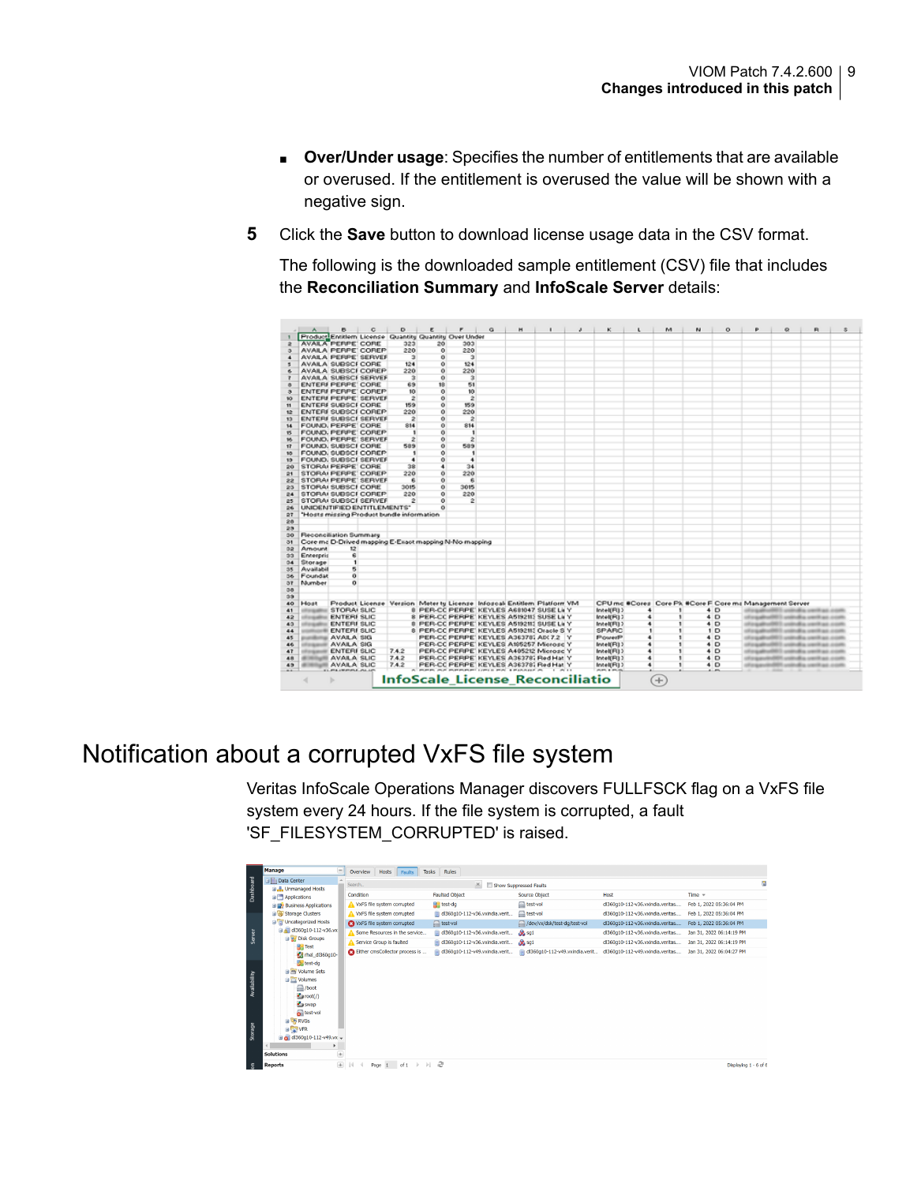- **Over/Under usage**: Specifies the number of entitlements that are available or overused. If the entitlement is overused the value will be shown with a negative sign.

5. Click the **Save** button to download license usage data in the CSV format.

   The following is the downloaded sample entitlement (CSV) file that includes the **Reconciliation Summary** and **InfoScale Server** details:

# Notification about a corrupted VxFS file system

Veritas InfoScale Operations Manager discovers FULLFSCK flag on a VxFS file system every 24 hours. If the file system is corrupted, a fault 'SF_FILESYSTEM_CORRUPTED' is raised.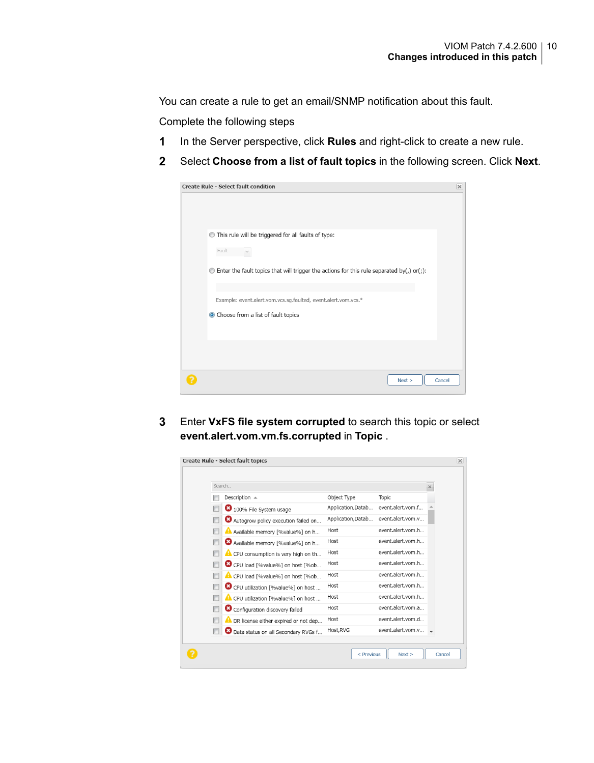You can create a rule to get an email/SNMP notification about this fault.

Complete the following steps

1. In the Server perspective, click **Rules** and right-click to create a new rule.
2. Select **Choose from a list of fault topics** in the following screen. Click **Next**.
3. Enter **VxFS file system corrupted** to search this topic or select **event.alert.vom.vm.fs.corrupted** in **Topic** .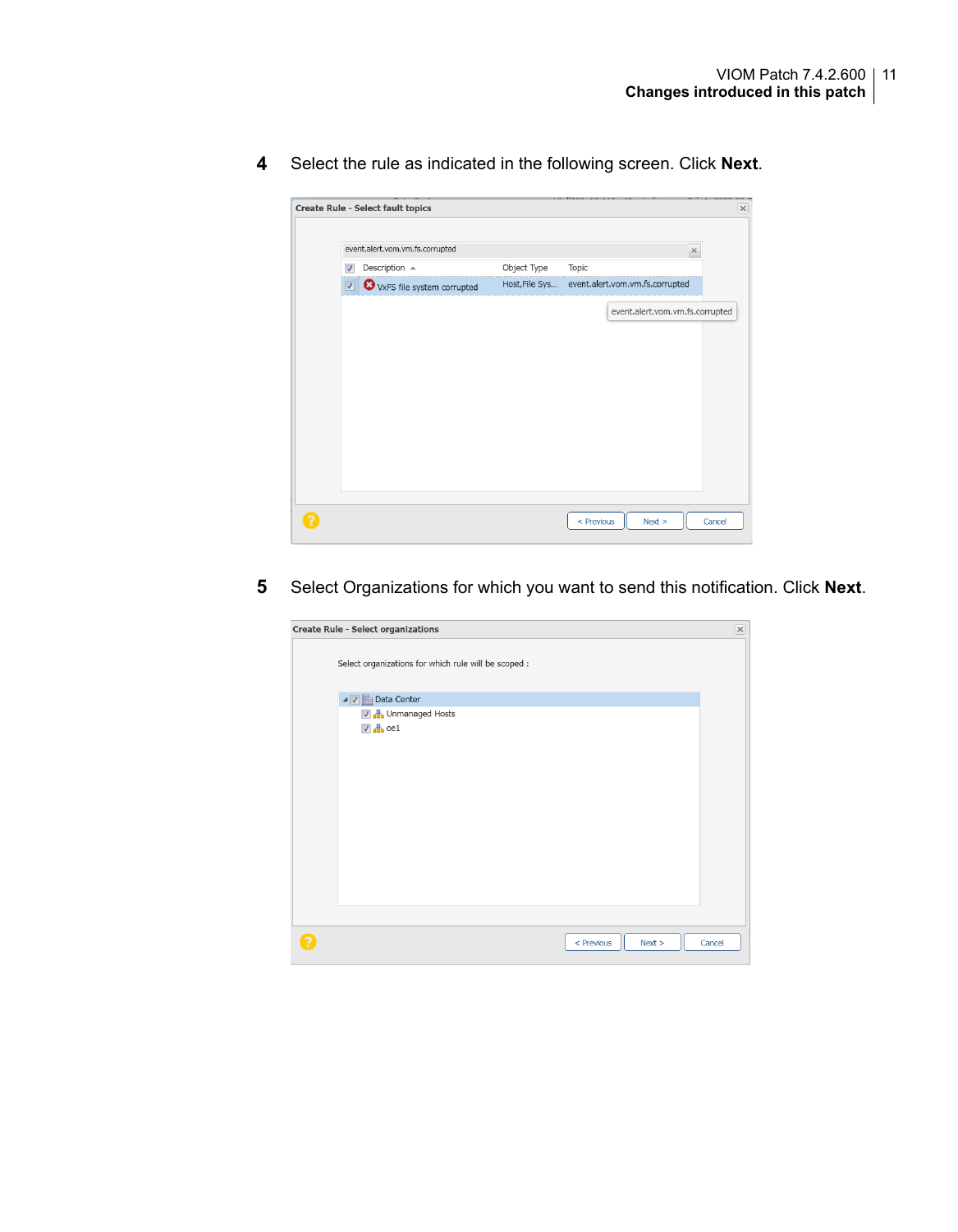4. Select the rule as indicated in the following screen. Click **Next**.

5. Select Organizations for which you want to send this notification. Click **Next**.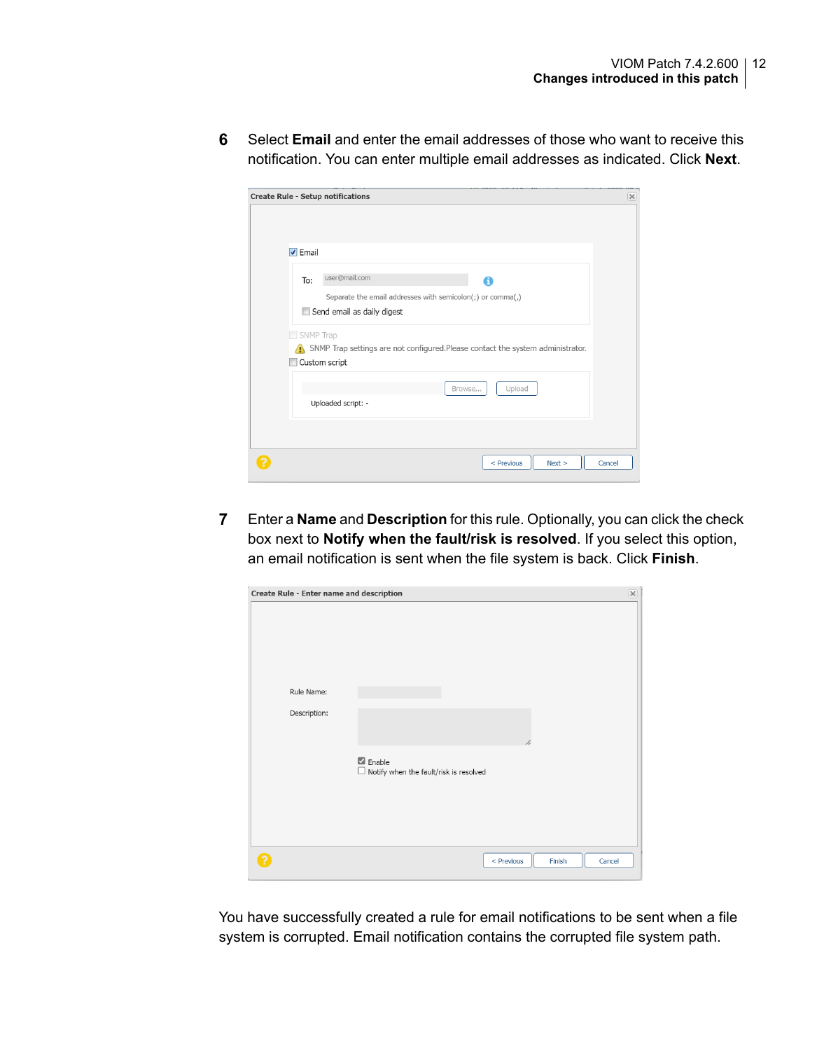6. Select **Email** and enter the email addresses of those who want to receive this notification. You can enter multiple email addresses as indicated. Click **Next**.

7. Enter a **Name** and **Description** for this rule. Optionally, you can click the check box next to **Notify when the fault/risk is resolved**. If you select this option, an email notification is sent when the file system is back. Click **Finish**.

You have successfully created a rule for email notifications to be sent when a file system is corrupted. Email notification contains the corrupted file system path.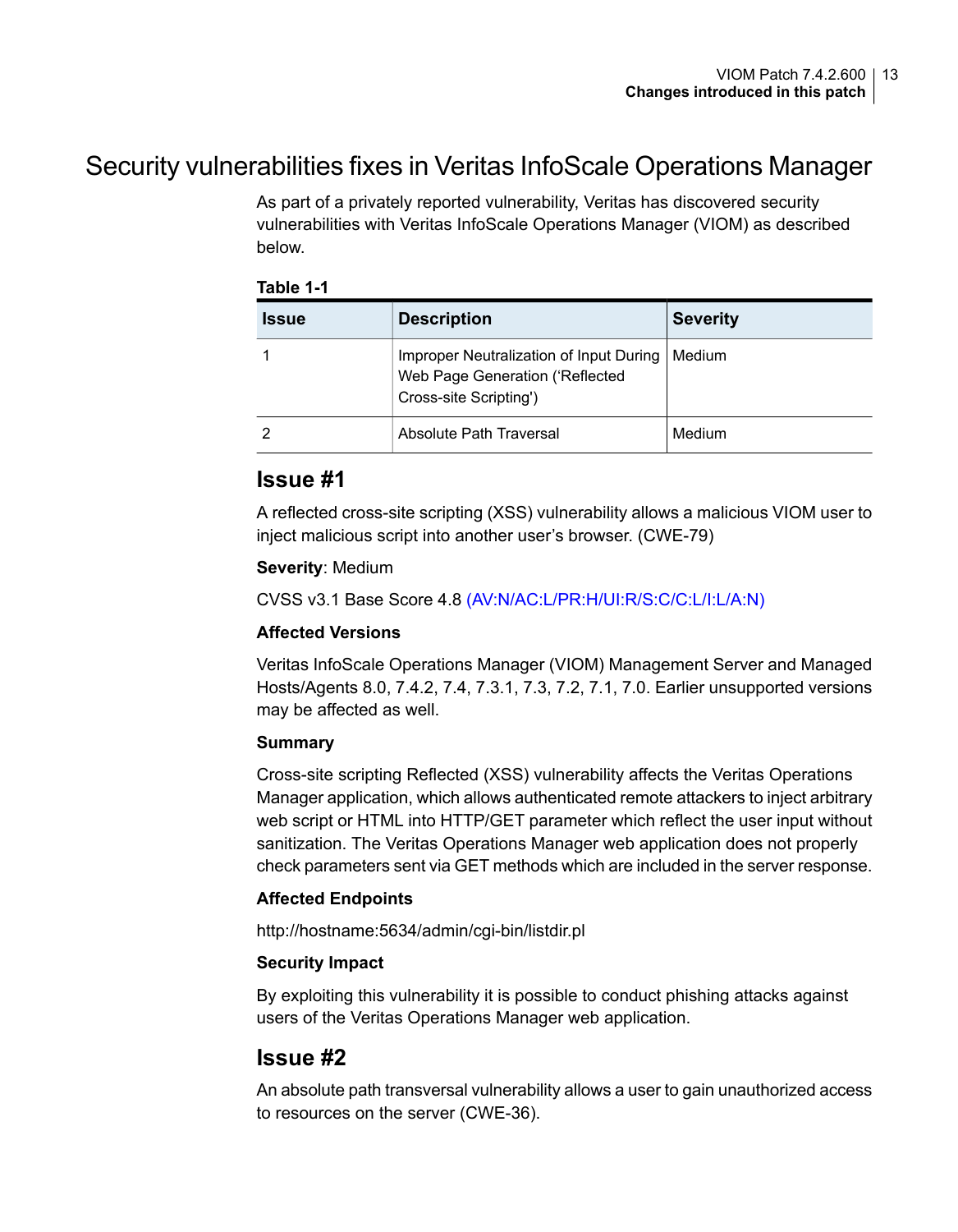## Security vulnerabilities fixes in Veritas InfoScale Operations Manager

As part of a privately reported vulnerability, Veritas has discovered security vulnerabilities with Veritas InfoScale Operations Manager (VIOM) as described below.

**Table 1-1**

| Issue | Description | Severity |
|---|---|---|
| 1 | Improper Neutralization of Input During Web Page Generation (‘Reflected Cross-site Scripting') | Medium |
| 2 | Absolute Path Traversal | Medium |

### Issue #1

A reflected cross-site scripting (XSS) vulnerability allows a malicious VIOM user to inject malicious script into another user’s browser. (CWE-79)

**Severity**: Medium

CVSS v3.1 Base Score 4.8 (AV:N/AC:L/PR:H/UI:R/S:C/C:L/I:L/A:N)

#### Affected Versions

Veritas InfoScale Operations Manager (VIOM) Management Server and Managed Hosts/Agents 8.0, 7.4.2, 7.4, 7.3.1, 7.3, 7.2, 7.1, 7.0. Earlier unsupported versions may be affected as well.

#### Summary

Cross-site scripting Reflected (XSS) vulnerability affects the Veritas Operations Manager application, which allows authenticated remote attackers to inject arbitrary web script or HTML into HTTP/GET parameter which reflect the user input without sanitization. The Veritas Operations Manager web application does not properly check parameters sent via GET methods which are included in the server response.

#### Affected Endpoints

http://hostname:5634/admin/cgi-bin/listdir.pl

#### Security Impact

By exploiting this vulnerability it is possible to conduct phishing attacks against users of the Veritas Operations Manager web application.

### Issue #2

An absolute path transversal vulnerability allows a user to gain unauthorized access to resources on the server (CWE-36).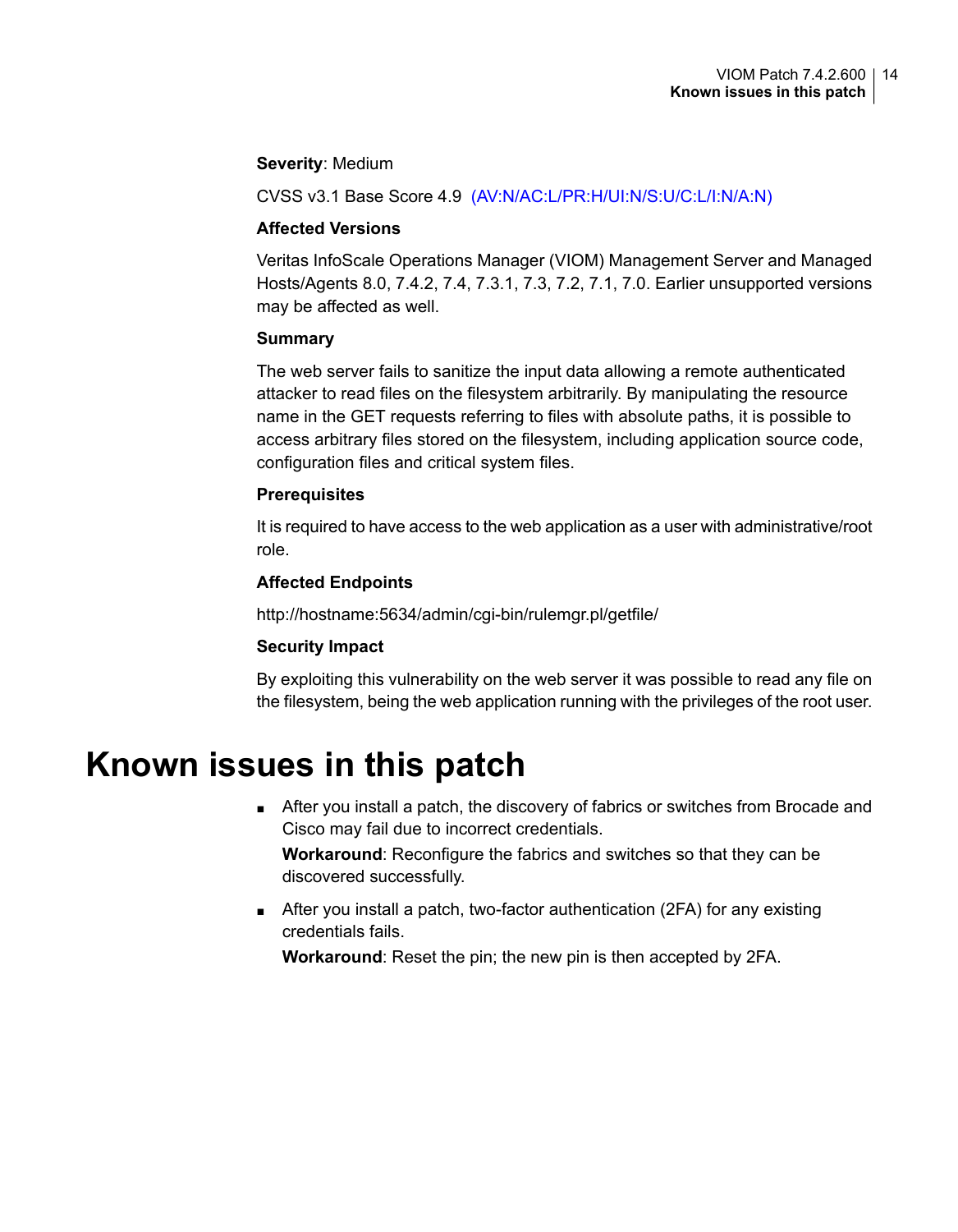**Severity**: Medium

CVSS v3.1 Base Score 4.9 (AV:N/AC:L/PR:H/UI:N/S:U/C:L/I:N/A:N)

**Affected Versions**

Veritas InfoScale Operations Manager (VIOM) Management Server and Managed Hosts/Agents 8.0, 7.4.2, 7.4, 7.3.1, 7.3, 7.2, 7.1, 7.0. Earlier unsupported versions may be affected as well.

**Summary**

The web server fails to sanitize the input data allowing a remote authenticated attacker to read files on the filesystem arbitrarily. By manipulating the resource name in the GET requests referring to files with absolute paths, it is possible to access arbitrary files stored on the filesystem, including application source code, configuration files and critical system files.

**Prerequisites**

It is required to have access to the web application as a user with administrative/root role.

**Affected Endpoints**

http://hostname:5634/admin/cgi-bin/rulemgr.pl/getfile/

**Security Impact**

By exploiting this vulnerability on the web server it was possible to read any file on the filesystem, being the web application running with the privileges of the root user.

# Known issues in this patch

- After you install a patch, the discovery of fabrics or switches from Brocade and Cisco may fail due to incorrect credentials.

  **Workaround**: Reconfigure the fabrics and switches so that they can be discovered successfully.

- After you install a patch, two-factor authentication (2FA) for any existing credentials fails.

  **Workaround**: Reset the pin; the new pin is then accepted by 2FA.